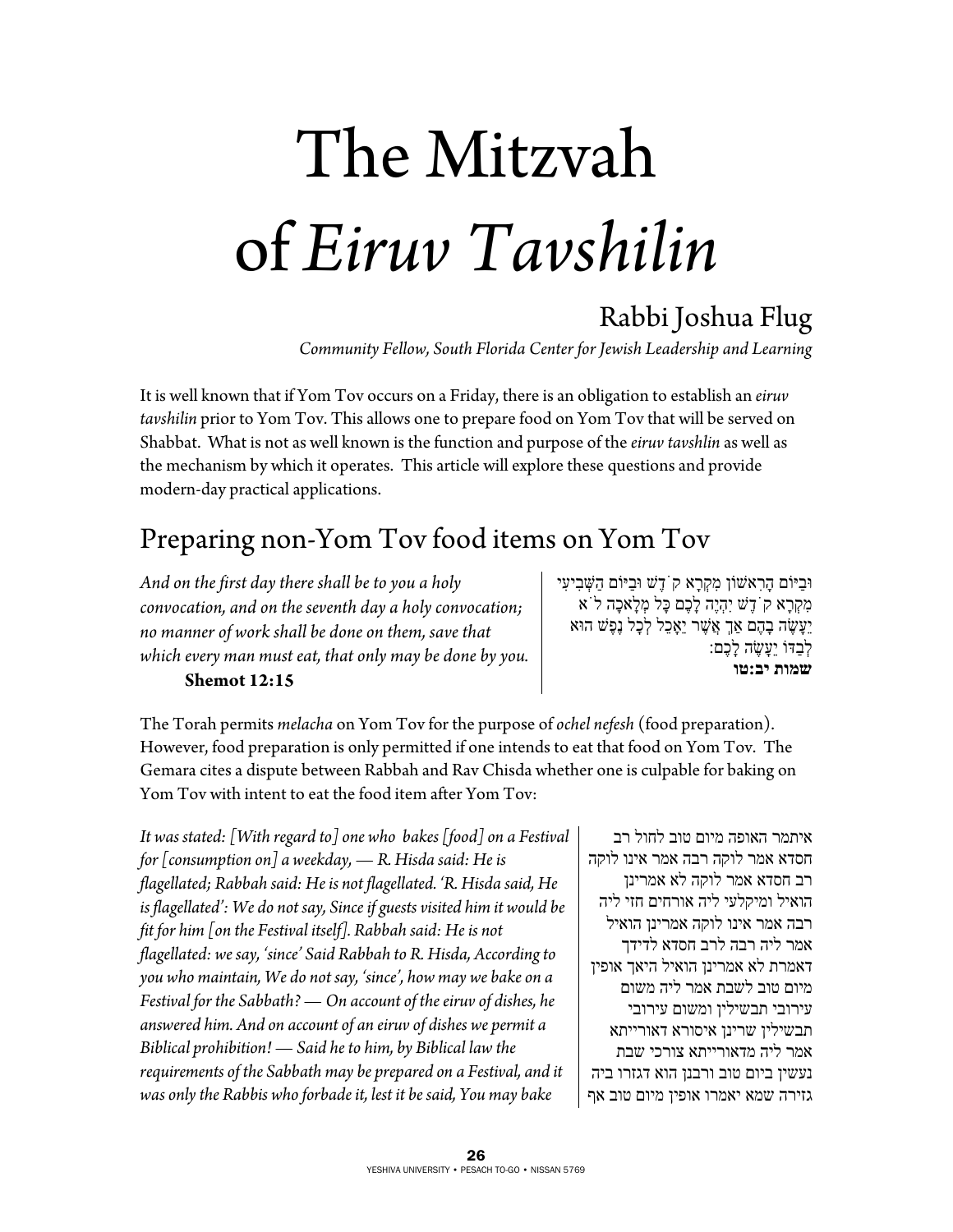# The Mitzvah of *Eiruv Tavshilin*

## Rabbi Joshua Flug

*Community Fellow, South Florida Center for Jewish Leadership and Learning*

It is well known that if Yom Tov occurs on a Friday, there is an obligation to establish an *eiruv tavshilin* prior to Yom Tov. This allows one to prepare food on Yom Tov that will be served on Shabbat. What is not as well known is the function and purpose of the *eiruv tavshlin* as well as the mechanism by which it operates. This article will explore these questions and provide modern-day practical applications.

## Preparing non-Yom Tov food items on Yom Tov

*And on the first day there shall be to you a holy convocation, and on the seventh day a holy convocation; no manner of work shall be done on them, save that which every man must eat, that only may be done by you.*
**Shemot 12:15**

וּבַיּוֹם הָרִאשׁוֹן מִקְרָא קֹדֶשׁ וּבַיּוֹם הַשְּׁבִיעִי מִקְרָא קֹדֶשׁ יִהְיֶה לָכֶם כָּל מְלָאכָה לֹא יֵעָשֶׂה בָהֶם אַךְ אֲשֶׁר יֵאָכֵל לְכָל נֶפֶשׁ הוּא לְבַדּוֹ יֵעָשֶׂה לָכֶם:
**שמות יב:טו**

The Torah permits *melacha* on Yom Tov for the purpose of *ochel nefesh* (food preparation). However, food preparation is only permitted if one intends to eat that food on Yom Tov. The Gemara cites a dispute between Rabbah and Rav Chisda whether one is culpable for baking on Yom Tov with intent to eat the food item after Yom Tov:

*It was stated: [With regard to] one who bakes [food] on a Festival for [consumption on] a weekday, — R. Hisda said: He is flagellated; Rabbah said: He is not flagellated. 'R. Hisda said, He is flagellated': We do not say, Since if guests visited him it would be fit for him [on the Festival itself]. Rabbah said: He is not flagellated: we say, 'since' Said Rabbah to R. Hisda, According to you who maintain, We do not say, 'since', how may we bake on a Festival for the Sabbath? — On account of the eiruv of dishes, he answered him. And on account of an eiruv of dishes we permit a Biblical prohibition! — Said he to him, by Biblical law the requirements of the Sabbath may be prepared on a Festival, and it was only the Rabbis who forbade it, lest it be said, You may bake*

איתמר האופה מיום טוב לחול רב חסדא אמר לוקה רבה אמר אינו לוקה רב חסדא אמר לוקה לא אמרינן הואיל ומיקלעי ליה אורחים חזי ליה רבה אמר אינו לוקה אמרינן הואיל אמר ליה רבה לרב חסדא לדידך דאמרת לא אמרינן הואיל היאך אופין מיום טוב לשבת אמר ליה משום עירובי תבשילין ומשום עירובי תבשילין שרינן איסורא דאורייתא אמר ליה מדאורייתא צורכי שבת נעשין ביום טוב ורבנן הוא דגזרו ביה גזירה שמא יאמרו אופין מיום טוב אף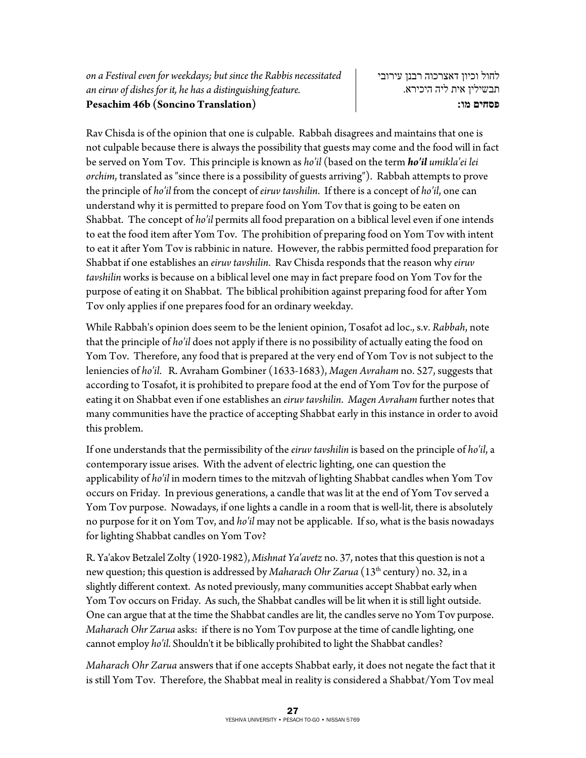*on a Festival even for weekdays; but since the Rabbis necessitated an eirav of dishes for it, he has a distinguishing feature.*
**Pesachim 46b (Soncino Translation)**

לחול וכיון דאצרכוה רבנן עירובי תבשילין אית ליה היכירא.
**פסחים מו:**

Rav Chisda is of the opinion that one is culpable. Rabbah disagrees and maintains that one is not culpable because there is always the possibility that guests may come and the food will in fact be served on Yom Tov. This principle is known as *ho'il* (based on the term ***ho'il*** *umikla'ei lei orchim*, translated as "since there is a possibility of guests arriving"). Rabbah attempts to prove the principle of *ho'il* from the concept of *eiruv tavshilin*. If there is a concept of *ho'il*, one can understand why it is permitted to prepare food on Yom Tov that is going to be eaten on Shabbat. The concept of *ho'il* permits all food preparation on a biblical level even if one intends to eat the food item after Yom Tov. The prohibition of preparing food on Yom Tov with intent to eat it after Yom Tov is rabbinic in nature. However, the rabbis permitted food preparation for Shabbat if one establishes an *eiruv tavshilin*. Rav Chisda responds that the reason why *eiruv tavshilin* works is because on a biblical level one may in fact prepare food on Yom Tov for the purpose of eating it on Shabbat. The biblical prohibition against preparing food for after Yom Tov only applies if one prepares food for an ordinary weekday.

While Rabbah's opinion does seem to be the lenient opinion, Tosafot ad loc., s.v. *Rabbah*, note that the principle of *ho'il* does not apply if there is no possibility of actually eating the food on Yom Tov. Therefore, any food that is prepared at the very end of Yom Tov is not subject to the leniencies of *ho'il*. R. Avraham Gombiner (1633-1683), *Magen Avraham* no. 527, suggests that according to Tosafot, it is prohibited to prepare food at the end of Yom Tov for the purpose of eating it on Shabbat even if one establishes an *eiruv tavshilin*. *Magen Avraham* further notes that many communities have the practice of accepting Shabbat early in this instance in order to avoid this problem.

If one understands that the permissibility of the *eiruv tavshilin* is based on the principle of *ho'il*, a contemporary issue arises. With the advent of electric lighting, one can question the applicability of *ho'il* in modern times to the mitzvah of lighting Shabbat candles when Yom Tov occurs on Friday. In previous generations, a candle that was lit at the end of Yom Tov served a Yom Tov purpose. Nowadays, if one lights a candle in a room that is well-lit, there is absolutely no purpose for it on Yom Tov, and *ho'il* may not be applicable. If so, what is the basis nowadays for lighting Shabbat candles on Yom Tov?

R. Ya'akov Betzalel Zolty (1920-1982), *Mishnat Ya'avetz* no. 37, notes that this question is not a new question; this question is addressed by *Maharach Ohr Zarua* (13th century) no. 32, in a slightly different context. As noted previously, many communities accept Shabbat early when Yom Tov occurs on Friday. As such, the Shabbat candles will be lit when it is still light outside. One can argue that at the time the Shabbat candles are lit, the candles serve no Yom Tov purpose. *Maharach Ohr Zarua* asks: if there is no Yom Tov purpose at the time of candle lighting, one cannot employ *ho'il*. Shouldn't it be biblically prohibited to light the Shabbat candles?

*Maharach Ohr Zarua* answers that if one accepts Shabbat early, it does not negate the fact that it is still Yom Tov. Therefore, the Shabbat meal in reality is considered a Shabbat/Yom Tov meal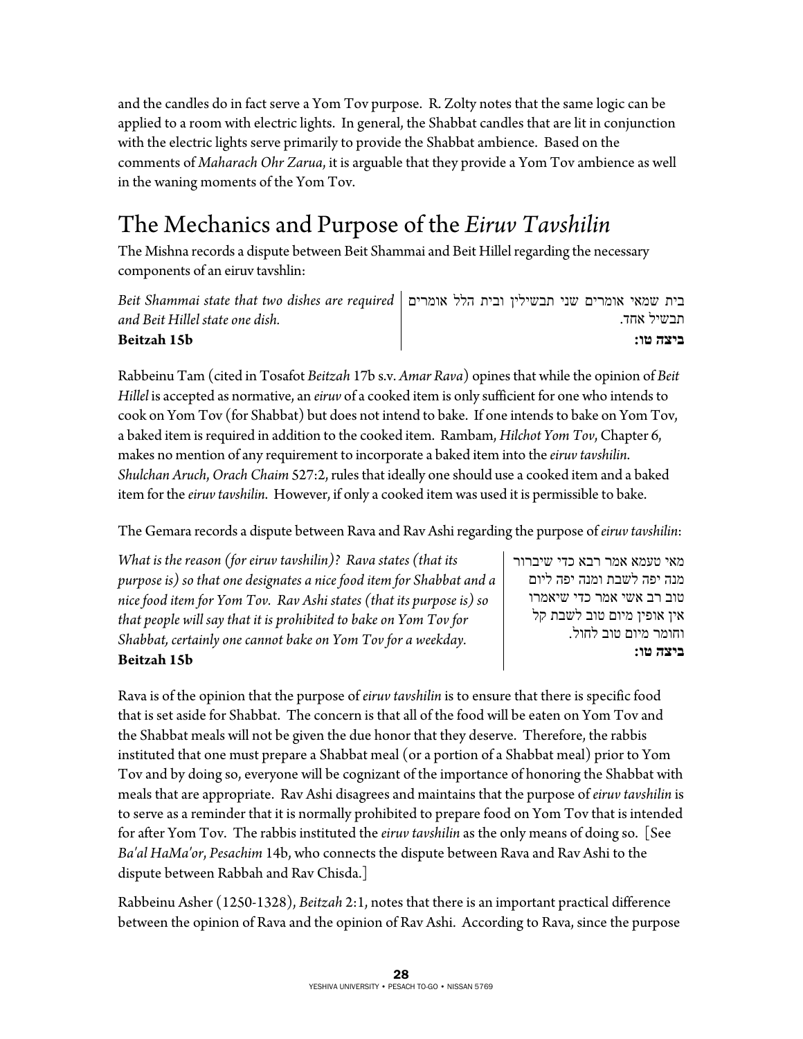and the candles do in fact serve a Yom Tov purpose. R. Zolty notes that the same logic can be applied to a room with electric lights. In general, the Shabbat candles that are lit in conjunction with the electric lights serve primarily to provide the Shabbat ambience. Based on the comments of *Maharach Ohr Zarua*, it is arguable that they provide a Yom Tov ambience as well in the waning moments of the Yom Tov.

## The Mechanics and Purpose of the *Eiruv Tavshilin*

The Mishna records a dispute between Beit Shammai and Beit Hillel regarding the necessary components of an eiruv tavshlin:

| | |
|---|---|
| *Beit Shammai state that two dishes are required and Beit Hillel state one dish.* **Beitzah 15b** | בית שמאי אומרים שני תבשילין ובית הלל אומרים תבשיל אחד. **ביצה טו:** |

Rabbeinu Tam (cited in Tosafot *Beitzah* 17b s.v. *Amar Rava*) opines that while the opinion of *Beit Hillel* is accepted as normative, an *eiruv* of a cooked item is only sufficient for one who intends to cook on Yom Tov (for Shabbat) but does not intend to bake. If one intends to bake on Yom Tov, a baked item is required in addition to the cooked item. Rambam, *Hilchot Yom Tov*, Chapter 6, makes no mention of any requirement to incorporate a baked item into the *eiruv tavshilin*. *Shulchan Aruch*, *Orach Chaim* 527:2, rules that ideally one should use a cooked item and a baked item for the *eiruv tavshilin*. However, if only a cooked item was used it is permissible to bake.

The Gemara records a dispute between Rava and Rav Ashi regarding the purpose of *eiruv tavshilin*:

| | |
|---|---|
| *What is the reason (for eiruv tavshilin)? Rava states (that its purpose is) so that one designates a nice food item for Shabbat and a nice food item for Yom Tov. Rav Ashi states (that its purpose is) so that people will say that it is prohibited to bake on Yom Tov for Shabbat, certainly one cannot bake on Yom Tov for a weekday.* **Beitzah 15b** | מאי טעמא אמר רבא כדי שיברור מנה יפה לשבת ומנה יפה ליום טוב רב אשי אמר כדי שיאמרו אין אופין מיום טוב לשבת קל וחומר מיום טוב לחול. **ביצה טו:** |

Rava is of the opinion that the purpose of *eiruv tavshilin* is to ensure that there is specific food that is set aside for Shabbat. The concern is that all of the food will be eaten on Yom Tov and the Shabbat meals will not be given the due honor that they deserve. Therefore, the rabbis instituted that one must prepare a Shabbat meal (or a portion of a Shabbat meal) prior to Yom Tov and by doing so, everyone will be cognizant of the importance of honoring the Shabbat with meals that are appropriate. Rav Ashi disagrees and maintains that the purpose of *eiruv tavshilin* is to serve as a reminder that it is normally prohibited to prepare food on Yom Tov that is intended for after Yom Tov. The rabbis instituted the *eiruv tavshilin* as the only means of doing so. [See *Ba'al HaMa'or*, *Pesachim* 14b, who connects the dispute between Rava and Rav Ashi to the dispute between Rabbah and Rav Chisda.]

Rabbeinu Asher (1250-1328), *Beitzah* 2:1, notes that there is an important practical difference between the opinion of Rava and the opinion of Rav Ashi. According to Rava, since the purpose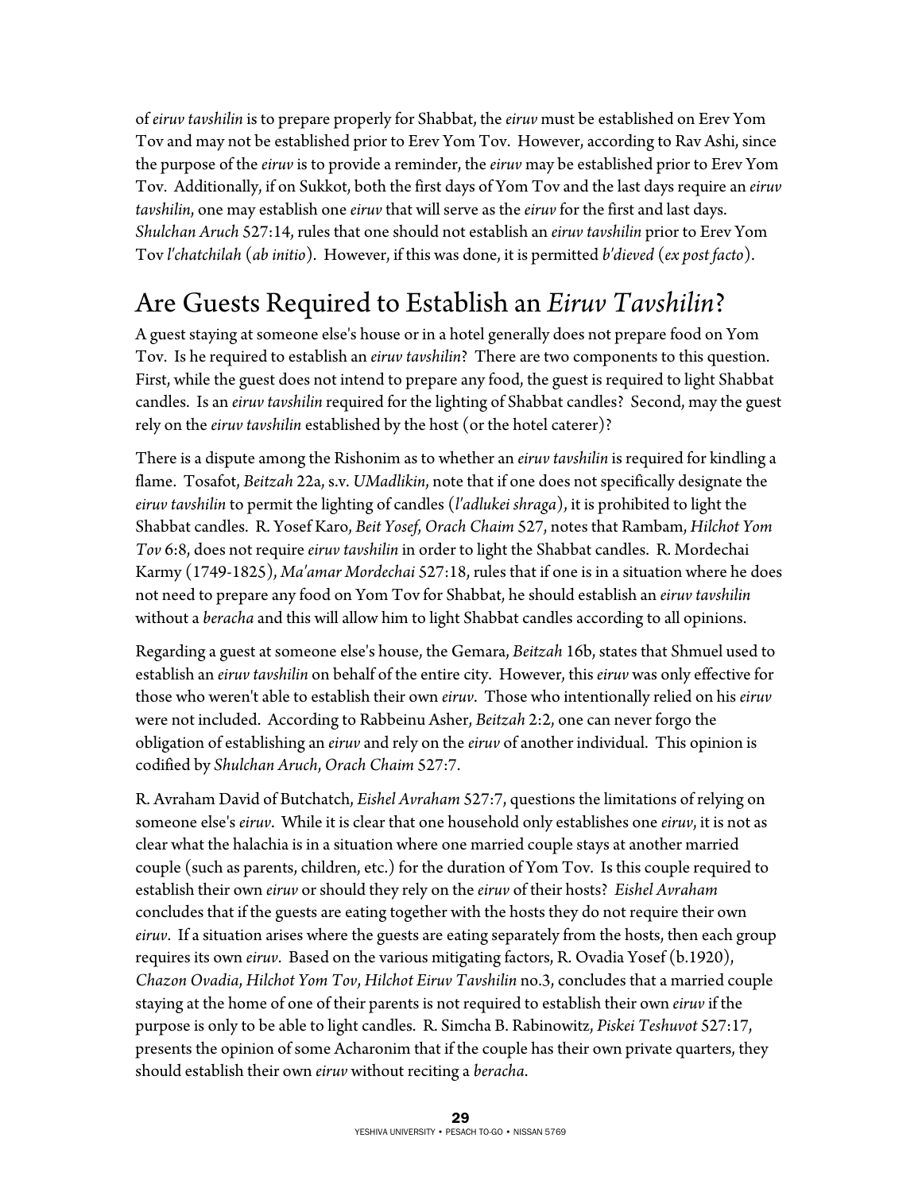of *eiruv tavshilin* is to prepare properly for Shabbat, the *eiruv* must be established on Erev Yom Tov and may not be established prior to Erev Yom Tov. However, according to Rav Ashi, since the purpose of the *eiruv* is to provide a reminder, the *eiruv* may be established prior to Erev Yom Tov. Additionally, if on Sukkot, both the first days of Yom Tov and the last days require an *eiruv tavshilin*, one may establish one *eiruv* that will serve as the *eiruv* for the first and last days. *Shulchan Aruch* 527:14, rules that one should not establish an *eiruv tavshilin* prior to Erev Yom Tov *l'chatchilah* (*ab initio*). However, if this was done, it is permitted *b'dieved* (*ex post facto*).

## Are Guests Required to Establish an *Eiruv Tavshilin*?

A guest staying at someone else's house or in a hotel generally does not prepare food on Yom Tov. Is he required to establish an *eiruv tavshilin*? There are two components to this question. First, while the guest does not intend to prepare any food, the guest is required to light Shabbat candles. Is an *eiruv tavshilin* required for the lighting of Shabbat candles? Second, may the guest rely on the *eiruv tavshilin* established by the host (or the hotel caterer)?

There is a dispute among the Rishonim as to whether an *eiruv tavshilin* is required for kindling a flame. Tosafot, *Beitzah* 22a, s.v. *UMadlikin*, note that if one does not specifically designate the *eiruv tavshilin* to permit the lighting of candles (*l'adlukei shraga*), it is prohibited to light the Shabbat candles. R. Yosef Karo, *Beit Yosef*, *Orach Chaim* 527, notes that Rambam, *Hilchot Yom Tov* 6:8, does not require *eiruv tavshilin* in order to light the Shabbat candles. R. Mordechai Karmy (1749-1825), *Ma'amar Mordechai* 527:18, rules that if one is in a situation where he does not need to prepare any food on Yom Tov for Shabbat, he should establish an *eiruv tavshilin* without a *beracha* and this will allow him to light Shabbat candles according to all opinions.

Regarding a guest at someone else's house, the Gemara, *Beitzah* 16b, states that Shmuel used to establish an *eiruv tavshilin* on behalf of the entire city. However, this *eiruv* was only effective for those who weren't able to establish their own *eiruv*. Those who intentionally relied on his *eiruv* were not included. According to Rabbeinu Asher, *Beitzah* 2:2, one can never forgo the obligation of establishing an *eiruv* and rely on the *eiruv* of another individual. This opinion is codified by *Shulchan Aruch*, *Orach Chaim* 527:7.

R. Avraham David of Butchatch, *Eishel Avraham* 527:7, questions the limitations of relying on someone else's *eiruv*. While it is clear that one household only establishes one *eiruv*, it is not as clear what the halachia is in a situation where one married couple stays at another married couple (such as parents, children, etc.) for the duration of Yom Tov. Is this couple required to establish their own *eiruv* or should they rely on the *eiruv* of their hosts? *Eishel Avraham* concludes that if the guests are eating together with the hosts they do not require their own *eiruv*. If a situation arises where the guests are eating separately from the hosts, then each group requires its own *eiruv*. Based on the various mitigating factors, R. Ovadia Yosef (b.1920), *Chazon Ovadia*, *Hilchot Yom Tov*, *Hilchot Eiruv Tavshilin* no.3, concludes that a married couple staying at the home of one of their parents is not required to establish their own *eiruv* if the purpose is only to be able to light candles. R. Simcha B. Rabinowitz, *Piskei Teshuvot* 527:17, presents the opinion of some Acharonim that if the couple has their own private quarters, they should establish their own *eiruv* without reciting a *beracha*.